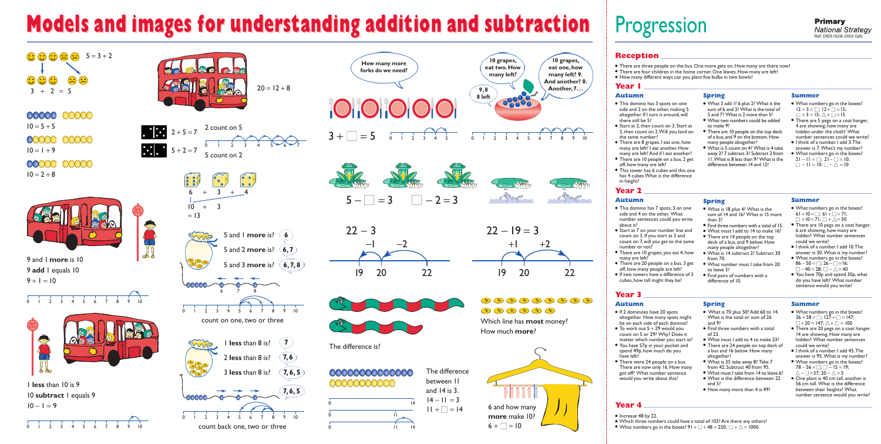# Models and images for understanding addition and subtraction

$5 = 3 + 2$

$3 + 2 = 5$

$10 = 5 + 5$

$10 = 1 + 9$

$10 = 2 + 8$

9 and 1 **more** is 10

9 **add** 1 equals 10

$9 + 1 = 10$

1 **less** than 10 is 9

10 **subtract** 1 equals 9

$10 - 1 = 9$

$20 = 12 + 8$

$2 + 5 = 7$ 2 count on 5

$5 + 2 = 7$ 5 count on 2

$6 + 3 + 4$

$10 + 3$

$= 13$

5 and 1 **more** is? (6)

5 and 2 **more** is? (6, 7)

5 and 3 **more** is? (6, 7, 8)

count on one, two or three

1 **less** than 8 is? (7)

2 **less** than 8 is? (7, 6)

3 **less** than 8 is? (7, 6, 5)

count back one, two or three

How many more forks do we need?

$3 + \square = 5$

10 grapes, eat two. How many left? 9, 8 8 left

10 grapes, eat one, how many left? 9. And another? 8. Another, 7…

$5 - \square = 3$ $\square - 2 = 3$

$22 - 3$

$-1$ $-2$

19 20 22

$22 - 19 = 3$

$+1$ $+2$

19 20 22

The difference is?

Which line has **most** money?

How much **more**?

The difference between 11 and 14 is 3.

$14 - 11 = 3$

$11 + \square = 14$

6 and how many **more** make 10?

$6 + \square = 10$

# Progression

**Primary**
*National Strategy*
Ref: DfES 0508-2003 G(6)

## Reception

- There are three people on the bus. One more gets on. How many are there now?
- There are four children in the home corner. One leaves. How many are left?
- How many different ways can you plant five bulbs in two bowls?

## Year 1

### Autumn

- This domino has 3 spots on one side and 2 on the other, making 5 altogether. If I turn it around, will there still be 5?
- Start at 2, then count on 3. Start at 3, then count on 2. Will you land on the same number?
- There are 8 grapes. I eat one, how many are left? I eat another. How many are left? And if I eat another?
- There are 10 people on a bus, 2 get off, how many are left?
- This tower has 6 cubes and this one has 4 cubes. What is the difference in height?

### Spring

- What 3 add 1? 6 plus 2? What is the sum of 6 and 3? What is the total of 5 and 7? What is 2 more than 5?
- What two numbers could be added to make 9?
- There are 10 people on the top deck of a bus, and 9 on the bottom. How many people altogether?
- What is 5 count on 4? What is 4 take away 2? 7 subtract 3? Subtract 2 from 11. What is 8 less than 9? What is the difference between 14 and 12?

### Summer

- What numbers go in the boxes? $12 + 3 = \square$; $12 + \square = 15$; $\square + 3 = 15$; $\triangle + \square = 15$
- There are 5 pegs on a coat hanger, 4 are showing, how many are hidden under the cloth? What number sentences could we write?
- I think of a number. I add 3. The answer is 7. What's my number?
- What numbers go in the boxes? $21 - 11 = \square$; $21 - \square = 10$; $\square - 11 = 10$; $\square - \triangle = 10$

## Year 2

### Autumn

- This domino has 7 spots, 3 on one side and 4 on the other. What number sentences could you write about it?
- Start at 7 on your number line and count on 3. If you start at 3 and count on 7, will you get to the same number or not?
- There are 10 grapes, you eat 4, how many are left?
- There are 20 people on a bus, 3 get off, how many people are left?
- If two towers have a difference of 3 cubes, how tall might they be?

### Spring

- What is 18 plus 4? What is the sum of 14 and 16? What is 15 more than 3?
- Find three numbers with a total of 15.
- What must I add to 14 to make 16?
- There are 14 people on the top deck of a bus, and 9 below. How many people altogether?
- What is 14 subtract 2? Subtract 30 from 70.
- What number must I take from 20 to leave 3?
- Find pairs of numbers with a difference of 10.

### Summer

- What numbers go in the boxes? $61 + 10 = \square$; $61 + \square = 71$; $\square + 10 = 71$; $\square + \triangle = 50$
- There are 10 pegs on a coat hanger. 6 are showing, how many are hidden? What number sentences could we write?
- I think of a number. I add 10. The answer is 30. What is my number?
- What numbers go in the boxes? $86 - 50 = \square$; $26 - \square = 16$; $\square - 40 = 28$; $\square - \triangle = 40$
- You have 70p and spend 30p, what do you have left? What number sentence would you write?

## Year 3

### Autumn

- If 2 dominoes have 20 spots altogether. How many spots might be on each side of each domino?
- To work out $5 + 29$ would you count on 5 or 29? Why? Does it matter which number you start at?
- You have 57p in your pocket and spend 49p, how much do you have left?
- There were 24 people on a bus. There are now only 16. How many got off? What number sentence would you write about this?

### Spring

- What is 70 plus 50? Add 60 to 14. What is the total or sum of 26 and 9?
- Find three numbers with a total of 23.
- What must I add to 4 to make 23?
- There are 24 people on top deck of a bus and 16 below. How many altogether?
- What is 35 take away 8? Take 7 from 42. Subtract 40 from 95.
- What must I take from 14 to leave 6?
- What is the difference between 22 and 5?
- How many more than 4 is 49?

### Summer

- What numbers go in the boxes? $36 + 58 = \square$; $127 + \square = 147$; $\square + 20 = 147$; $\triangle + \square = 100$
- There are 20 pegs on a coat hanger. 14 are showing. How many are hidden? What number sentences could we write?
- I think of a number. I add 45. The answer is 95. What is my number?
- What numbers go in the boxes? $78 - 56 = \square$; $\square - 15 = 19$; $\triangle - \square = 37$; $20 - \triangle = 5$
- One plant is 40 cm tall, another is 56 cm tall. What is the difference between their heights? What number sentence would you write?

## Year 4

- Increase 48 by 22.
- Which three numbers could have a total of 103? Are there any others?
- What numbers go in the boxes? $91 + \square + 48 = 250$; $\square + \triangle = 1000$.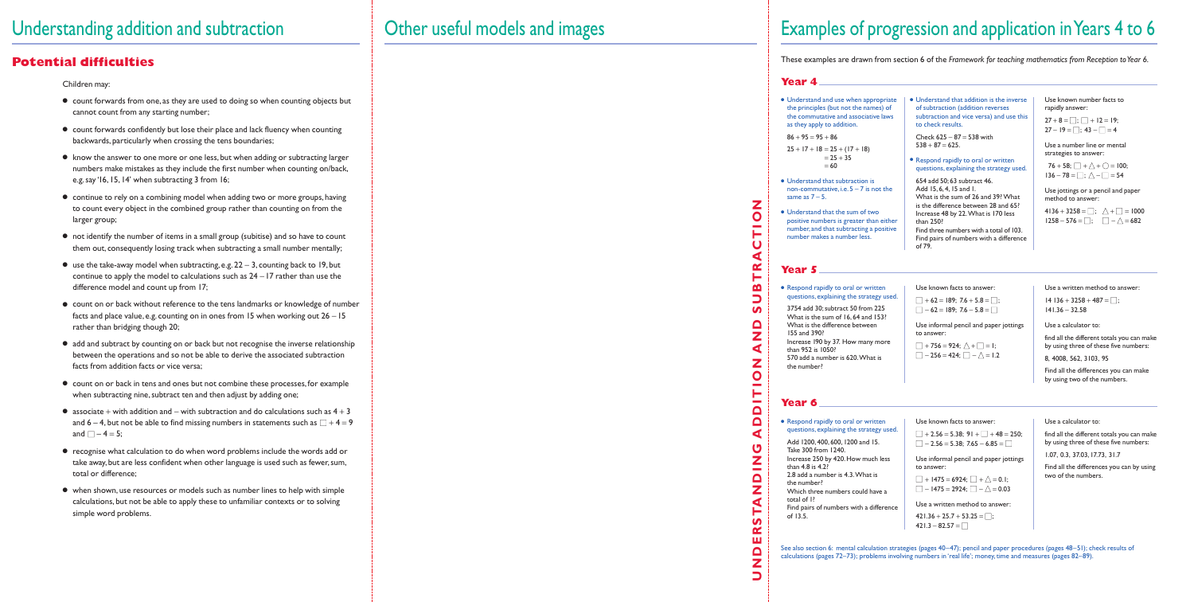# Understanding addition and subtraction

## Potential difficulties

Children may:

- count forwards from one, as they are used to doing so when counting objects but cannot count from any starting number;
- count forwards confidently but lose their place and lack fluency when counting backwards, particularly when crossing the tens boundaries;
- know the answer to one more or one less, but when adding or subtracting larger numbers make mistakes as they include the first number when counting on/back, e.g. say '16, 15, 14' when subtracting 3 from 16;
- continue to rely on a combining model when adding two or more groups, having to count every object in the combined group rather than counting on from the larger group;
- not identify the number of items in a small group (subitise) and so have to count them out, consequently losing track when subtracting a small number mentally;
- use the take-away model when subtracting, e.g. $22 - 3$, counting back to 19, but continue to apply the model to calculations such as $24 - 17$ rather than use the difference model and count up from 17;
- count on or back without reference to the tens landmarks or knowledge of number facts and place value, e.g. counting on in ones from 15 when working out $26 - 15$ rather than bridging though 20;
- add and subtract by counting on or back but not recognise the inverse relationship between the operations and so not be able to derive the associated subtraction facts from addition facts or vice versa;
- count on or back in tens and ones but not combine these processes, for example when subtracting nine, subtract ten and then adjust by adding one;
- associate + with addition and − with subtraction and do calculations such as $4 + 3$ and $6 - 4$, but not be able to find missing numbers in statements such as $\square + 4 = 9$ and $\square - 4 = 5$;
- recognise what calculation to do when word problems include the words add or take away, but are less confident when other language is used such as fewer, sum, total or difference;
- when shown, use resources or models such as number lines to help with simple calculations, but not be able to apply these to unfamiliar contexts or to solving simple word problems.

# Other useful models and images

# Examples of progression and application in Years 4 to 6

These examples are drawn from section 6 of the *Framework for teaching mathematics from Reception to Year 6.*

## Year 4

- Understand and use when appropriate the principles (but not the names) of the commutative and associative laws as they apply to addition.

$86 + 95 = 95 + 86$

$$25 + 17 + 18 = 25 + (17 + 18) = 25 + 35 = 60$$

- Understand that subtraction is non-commutative, i.e. $5 - 7$ is not the same as $7 - 5$.
- Understand that the sum of two positive numbers is greater than either number, and that subtracting a positive number makes a number less.

- Understand that addition is the inverse of subtraction (addition reverses subtraction and vice versa) and use this to check results.

Check $625 - 87 = 538$ with $538 + 87 = 625$.

- Respond rapidly to oral or written questions, explaining the strategy used.

654 add 50; 63 subtract 46.
Add 15, 6, 4, 15 and 1.
What is the sum of 26 and 39? What is the difference between 28 and 65?
Increase 48 by 22. What is 170 less than 250?
Find three numbers with a total of 103.
Find pairs of numbers with a difference of 79.

Use known number facts to rapidly answer:

$27 + 8 = \square$; $\square + 12 = 19$;
$27 - 19 = \square$; $43 - \square = 4$

Use a number line or mental strategies to answer:

$76 + 58$; $\square + \triangle + \bigcirc = 100$;
$136 - 78 = \square$; $\triangle - \square = 54$

Use jottings or a pencil and paper method to answer:

$4136 + 3258 = \square$; $\triangle + \square = 1000$
$1258 - 576 = \square$; $\square - \triangle = 682$

## Year 5

- Respond rapidly to oral or written questions, explaining the strategy used.

3754 add 30; subtract 50 from 225
What is the sum of 16, 64 and 153?
What is the difference between 155 and 390?
Increase 190 by 37. How many more than 952 is 1050?
570 add a number is 620. What is the number?

Use known facts to answer:

$\square + 62 = 189$; $7.6 + 5.8 = \square$;
$\square - 62 = 189$; $7.6 - 5.8 = \square$

Use informal pencil and paper jottings to answer:

$\square + 756 = 924$; $\triangle + \square = 1$;
$\square - 256 = 424$; $\square - \triangle = 1.2$

Use a written method to answer:

$14\,136 + 3258 + 487 = \square$;
$141.36 - 32.58$

Use a calculator to:

find all the different totals you can make by using three of these five numbers:

8, 4008, 562, 3103, 95

Find all the differences you can make by using two of the numbers.

## Year 6

- Respond rapidly to oral or written questions, explaining the strategy used.

Add 1200, 400, 600, 1200 and 15.
Take 300 from 1240.
Increase 250 by 420. How much less than 4.8 is 4.2?
2.8 add a number is 4.3. What is the number?
Which three numbers could have a total of 1?
Find pairs of numbers with a difference of 13.5.

Use known facts to answer:

$\square + 2.56 = 5.38$; $91 + \square + 48 = 250$;
$\square - 2.56 = 5.38$; $7.65 - 6.85 = \square$

Use informal pencil and paper jottings to answer:

$\square + 1475 = 6924$; $\square + \triangle = 0.1$;
$\square - 1475 = 2924$; $\square - \triangle = 0.03$

Use a written method to answer:

$421.36 + 25.7 + 53.25 = \square$;
$421.3 - 82.57 = \square$

Use a calculator to:

find all the different totals you can make by using three of these five numbers:

1.07, 0.3, 37.03, 17.73, 31.7

Find all the differences you can by using two of the numbers.

See also section 6: mental calculation strategies (pages 40–47); pencil and paper procedures (pages 48–51); check results of calculations (pages 72–73); problems involving numbers in 'real life'; money, time and measures (pages 82–89).